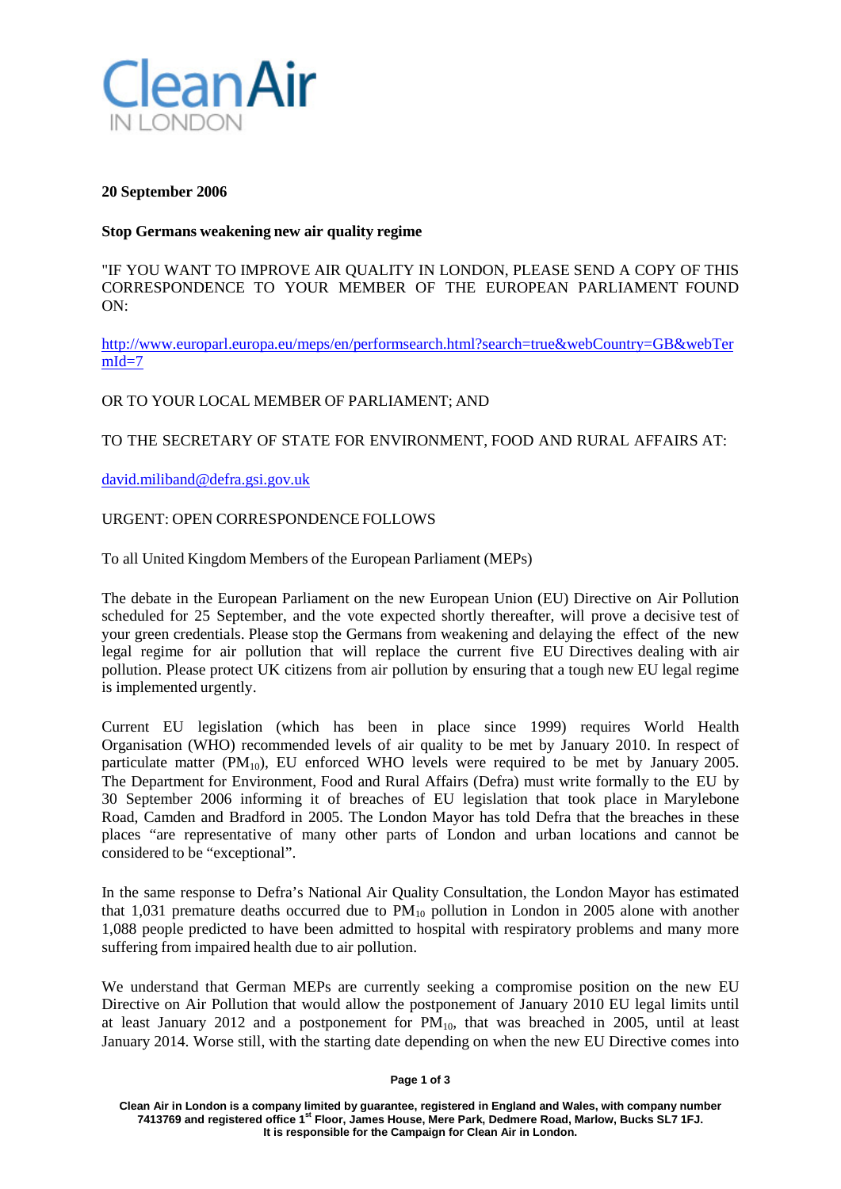Clean Air
IN LONDON

**20 September 2006**

**Stop Germans weakening new air quality regime**

"IF YOU WANT TO IMPROVE AIR QUALITY IN LONDON, PLEASE SEND A COPY OF THIS CORRESPONDENCE TO YOUR MEMBER OF THE EUROPEAN PARLIAMENT FOUND ON:

http://www.europarl.europa.eu/meps/en/performsearch.html?search=true&webCountry=GB&webTermId=7

OR TO YOUR LOCAL MEMBER OF PARLIAMENT; AND

TO THE SECRETARY OF STATE FOR ENVIRONMENT, FOOD AND RURAL AFFAIRS AT:

david.miliband@defra.gsi.gov.uk

URGENT: OPEN CORRESPONDENCE FOLLOWS

To all United Kingdom Members of the European Parliament (MEPs)

The debate in the European Parliament on the new European Union (EU) Directive on Air Pollution scheduled for 25 September, and the vote expected shortly thereafter, will prove a decisive test of your green credentials. Please stop the Germans from weakening and delaying the effect of the new legal regime for air pollution that will replace the current five EU Directives dealing with air pollution. Please protect UK citizens from air pollution by ensuring that a tough new EU legal regime is implemented urgently.

Current EU legislation (which has been in place since 1999) requires World Health Organisation (WHO) recommended levels of air quality to be met by January 2010. In respect of particulate matter ($PM_{10}$), EU enforced WHO levels were required to be met by January 2005. The Department for Environment, Food and Rural Affairs (Defra) must write formally to the EU by 30 September 2006 informing it of breaches of EU legislation that took place in Marylebone Road, Camden and Bradford in 2005. The London Mayor has told Defra that the breaches in these places "are representative of many other parts of London and urban locations and cannot be considered to be "exceptional".

In the same response to Defra's National Air Quality Consultation, the London Mayor has estimated that 1,031 premature deaths occurred due to $PM_{10}$ pollution in London in 2005 alone with another 1,088 people predicted to have been admitted to hospital with respiratory problems and many more suffering from impaired health due to air pollution.

We understand that German MEPs are currently seeking a compromise position on the new EU Directive on Air Pollution that would allow the postponement of January 2010 EU legal limits until at least January 2012 and a postponement for $PM_{10}$, that was breached in 2005, until at least January 2014. Worse still, with the starting date depending on when the new EU Directive comes into

Clean Air in London is a company limited by guarantee, registered in England and Wales, with company number 7413769 and registered office 1st Floor, James House, Mere Park, Dedmere Road, Marlow, Bucks SL7 1FJ.
It is responsible for the Campaign for Clean Air in London.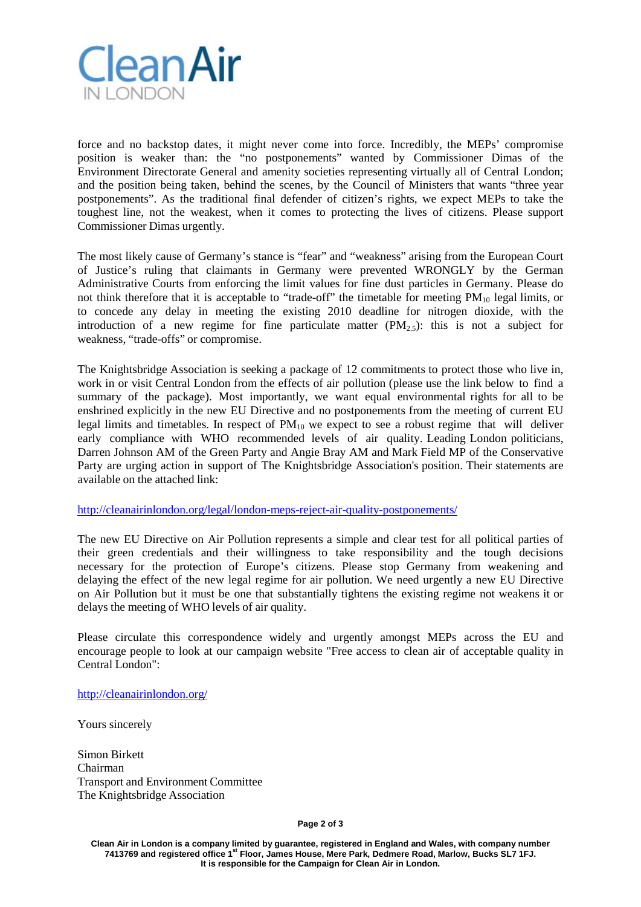force and no backstop dates, it might never come into force. Incredibly, the MEPs' compromise position is weaker than: the "no postponements" wanted by Commissioner Dimas of the Environment Directorate General and amenity societies representing virtually all of Central London; and the position being taken, behind the scenes, by the Council of Ministers that wants "three year postponements". As the traditional final defender of citizen's rights, we expect MEPs to take the toughest line, not the weakest, when it comes to protecting the lives of citizens. Please support Commissioner Dimas urgently.

The most likely cause of Germany's stance is "fear" and "weakness" arising from the European Court of Justice's ruling that claimants in Germany were prevented WRONGLY by the German Administrative Courts from enforcing the limit values for fine dust particles in Germany. Please do not think therefore that it is acceptable to "trade-off" the timetable for meeting $PM_{10}$ legal limits, or to concede any delay in meeting the existing 2010 deadline for nitrogen dioxide, with the introduction of a new regime for fine particulate matter ($PM_{2.5}$): this is not a subject for weakness, "trade-offs" or compromise.

The Knightsbridge Association is seeking a package of 12 commitments to protect those who live in, work in or visit Central London from the effects of air pollution (please use the link below to find a summary of the package). Most importantly, we want equal environmental rights for all to be enshrined explicitly in the new EU Directive and no postponements from the meeting of current EU legal limits and timetables. In respect of $PM_{10}$ we expect to see a robust regime that will deliver early compliance with WHO recommended levels of air quality. Leading London politicians, Darren Johnson AM of the Green Party and Angie Bray AM and Mark Field MP of the Conservative Party are urging action in support of The Knightsbridge Association's position. Their statements are available on the attached link:

http://cleanairinlondon.org/legal/london-meps-reject-air-quality-postponements/

The new EU Directive on Air Pollution represents a simple and clear test for all political parties of their green credentials and their willingness to take responsibility and the tough decisions necessary for the protection of Europe's citizens. Please stop Germany from weakening and delaying the effect of the new legal regime for air pollution. We need urgently a new EU Directive on Air Pollution but it must be one that substantially tightens the existing regime not weakens it or delays the meeting of WHO levels of air quality.

Please circulate this correspondence widely and urgently amongst MEPs across the EU and encourage people to look at our campaign website "Free access to clean air of acceptable quality in Central London":

http://cleanairinlondon.org/

Yours sincerely

Simon Birkett
Chairman
Transport and Environment Committee
The Knightsbridge Association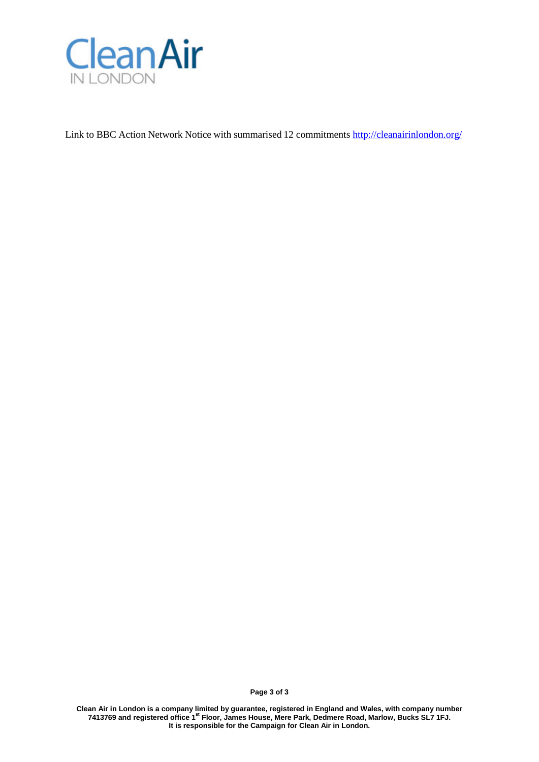Link to BBC Action Network Notice with summarised 12 commitments [http://cleanairinlondon.org/](http://cleanairinlondon.org/)

Clean Air in London is a company limited by guarantee, registered in England and Wales, with company number 7413769 and registered office 1st Floor, James House, Mere Park, Dedmere Road, Marlow, Bucks SL7 1FJ. It is responsible for the Campaign for Clean Air in London.